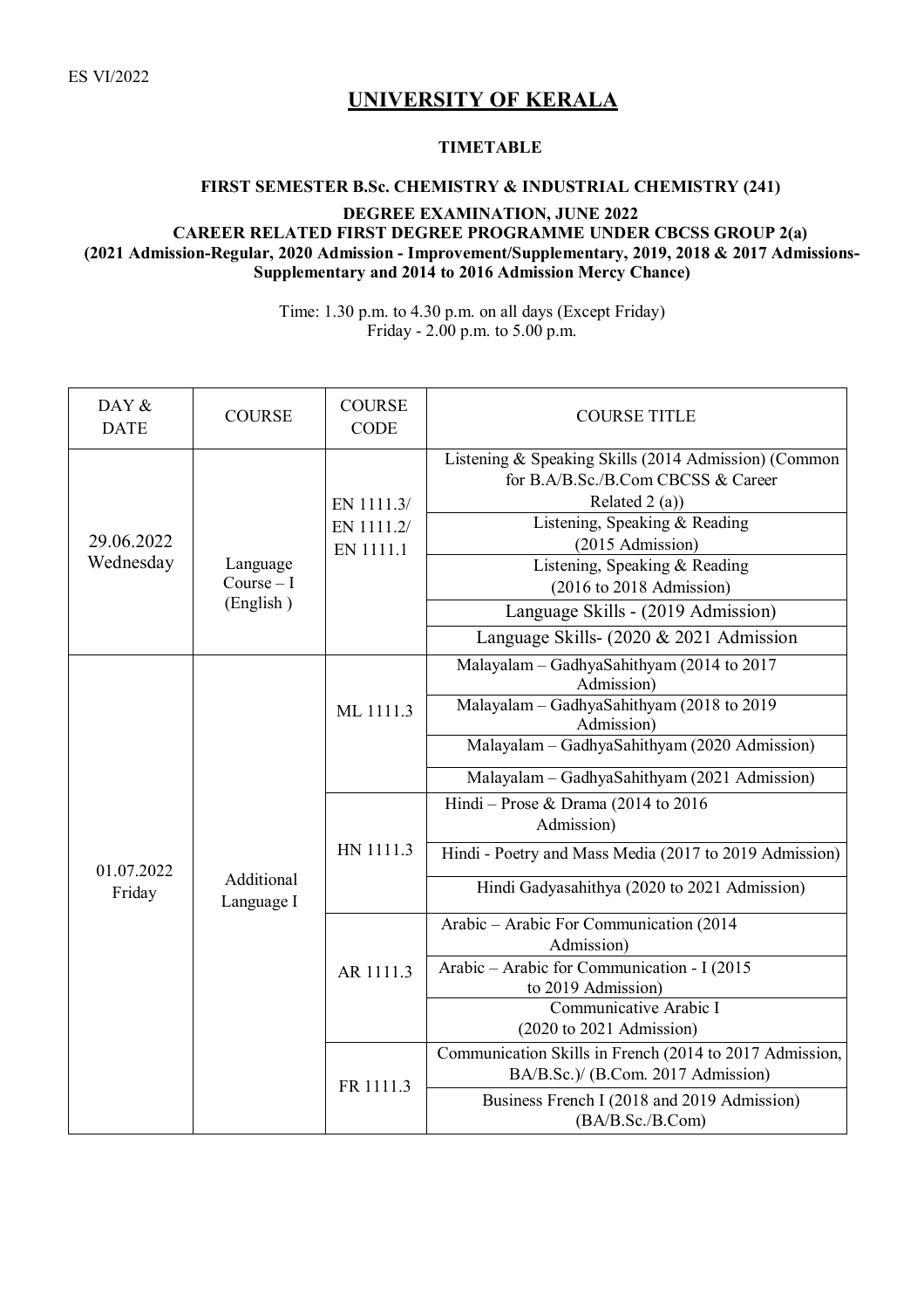ES VI/2022

# UNIVERSITY OF KERALA

### TIMETABLE

### FIRST SEMESTER B.Sc. CHEMISTRY & INDUSTRIAL CHEMISTRY (241)

### DEGREE EXAMINATION, JUNE 2022

### CAREER RELATED FIRST DEGREE PROGRAMME UNDER CBCSS GROUP 2(a)

**(2021 Admission-Regular, 2020 Admission - Improvement/Supplementary, 2019, 2018 & 2017 Admissions-Supplementary and 2014 to 2016 Admission Mercy Chance)**

Time: 1.30 p.m. to 4.30 p.m. on all days (Except Friday)
Friday - 2.00 p.m. to 5.00 p.m.

| DAY & DATE | COURSE | COURSE CODE | COURSE TITLE |
|---|---|---|---|
| 29.06.2022 Wednesday | Language Course – I (English ) | EN 1111.3/ EN 1111.2/ EN 1111.1 | Listening & Speaking Skills (2014 Admission) (Common for B.A/B.Sc./B.Com CBCSS & Career Related 2 (a)) |
| | | | Listening, Speaking & Reading (2015 Admission) |
| | | | Listening, Speaking & Reading (2016 to 2018 Admission) |
| | | | Language Skills - (2019 Admission) |
| | | | Language Skills- (2020 & 2021 Admission |
| 01.07.2022 Friday | Additional Language I | ML 1111.3 | Malayalam – GadhyaSahithyam (2014 to 2017 Admission) |
| | | | Malayalam – GadhyaSahithyam (2018 to 2019 Admission) |
| | | | Malayalam – GadhyaSahithyam (2020 Admission) |
| | | | Malayalam – GadhyaSahithyam (2021 Admission) |
| | | HN 1111.3 | Hindi – Prose & Drama (2014 to 2016 Admission) |
| | | | Hindi - Poetry and Mass Media (2017 to 2019 Admission) |
| | | | Hindi Gadyasahithya (2020 to 2021 Admission) |
| | | AR 1111.3 | Arabic – Arabic For Communication (2014 Admission) |
| | | | Arabic – Arabic for Communication - I (2015 to 2019 Admission) |
| | | | Communicative Arabic I (2020 to 2021 Admission) |
| | | FR 1111.3 | Communication Skills in French (2014 to 2017 Admission, BA/B.Sc.)/ (B.Com. 2017 Admission) |
| | | | Business French I (2018 and 2019 Admission) (BA/B.Sc./B.Com) |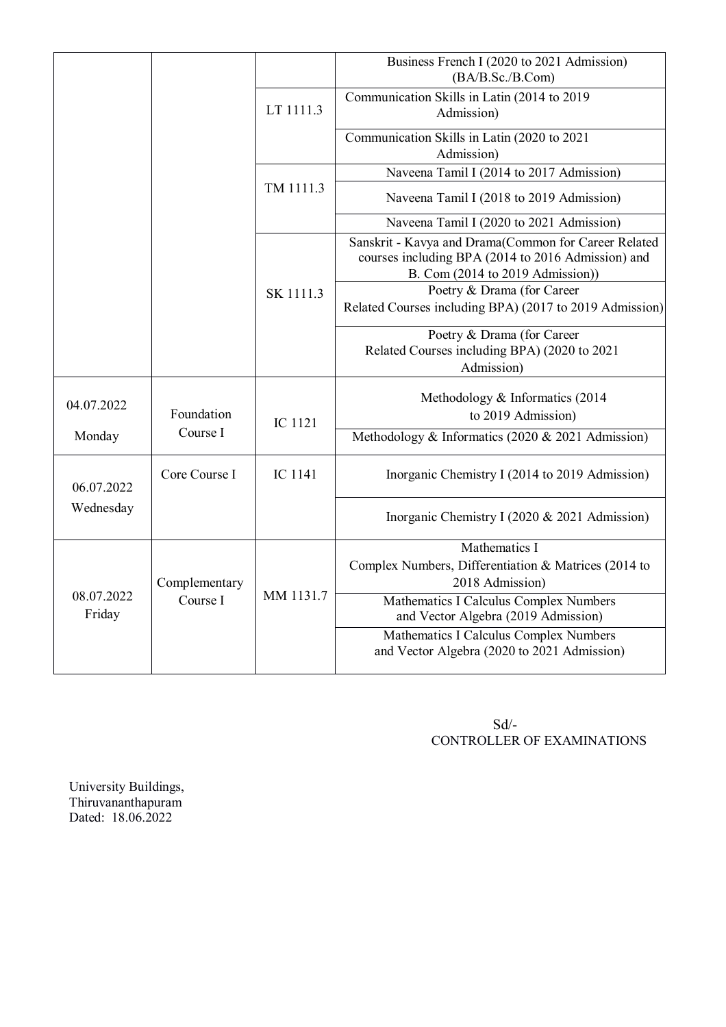| | | | |
|---|---|---|---|
| | | | Business French I (2020 to 2021 Admission) (BA/B.Sc./B.Com) |
| | | LT 1111.3 | Communication Skills in Latin (2014 to 2019 Admission) |
| | | | Communication Skills in Latin (2020 to 2021 Admission) |
| | | TM 1111.3 | Naveena Tamil I (2014 to 2017 Admission) |
| | | | Naveena Tamil I (2018 to 2019 Admission) |
| | | | Naveena Tamil I (2020 to 2021 Admission) |
| | | SK 1111.3 | Sanskrit - Kavya and Drama(Common for Career Related courses including BPA (2014 to 2016 Admission) and B. Com (2014 to 2019 Admission)) |
| | | | Poetry & Drama (for Career Related Courses including BPA) (2017 to 2019 Admission) |
| | | | Poetry & Drama (for Career Related Courses including BPA) (2020 to 2021 Admission) |
| 04.07.2022 Monday | Foundation Course I | IC 1121 | Methodology & Informatics (2014 to 2019 Admission) |
| | | | Methodology & Informatics (2020 & 2021 Admission) |
| 06.07.2022 Wednesday | Core Course I | IC 1141 | Inorganic Chemistry I (2014 to 2019 Admission) |
| | | | Inorganic Chemistry I (2020 & 2021 Admission) |
| 08.07.2022 Friday | Complementary Course I | MM 1131.7 | Mathematics I Complex Numbers, Differentiation & Matrices (2014 to 2018 Admission) |
| | | | Mathematics I Calculus Complex Numbers and Vector Algebra (2019 Admission) |
| | | | Mathematics I Calculus Complex Numbers and Vector Algebra (2020 to 2021 Admission) |

Sd/-
CONTROLLER OF EXAMINATIONS

University Buildings,
Thiruvananthapuram
Dated: 18.06.2022